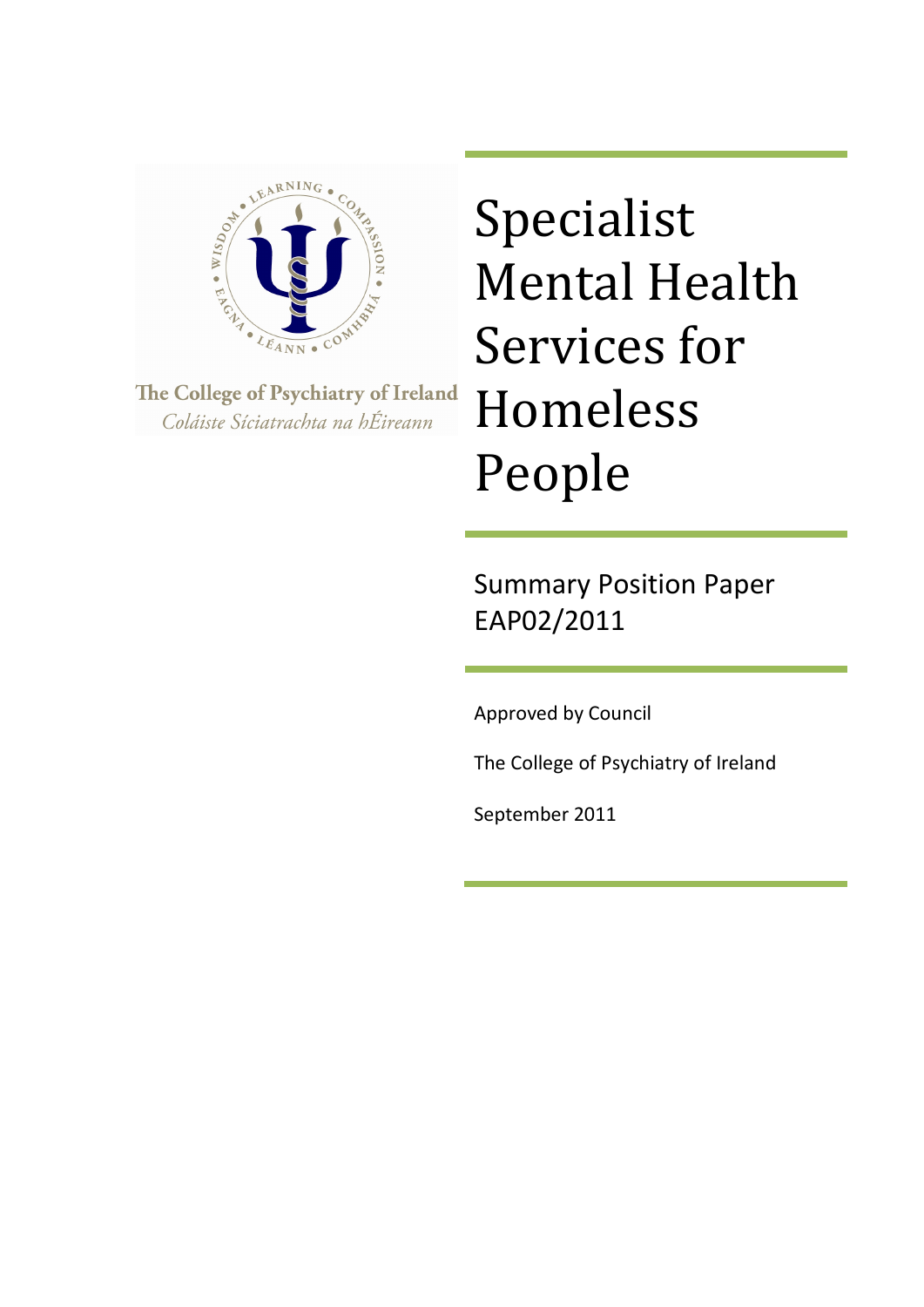The College of Psychiatry of Ireland

*Coláiste Síciatrachta na hÉireann*

# Specialist Mental Health Services for Homeless People

## Summary Position Paper EAP02/2011

Approved by Council

The College of Psychiatry of Ireland

September 2011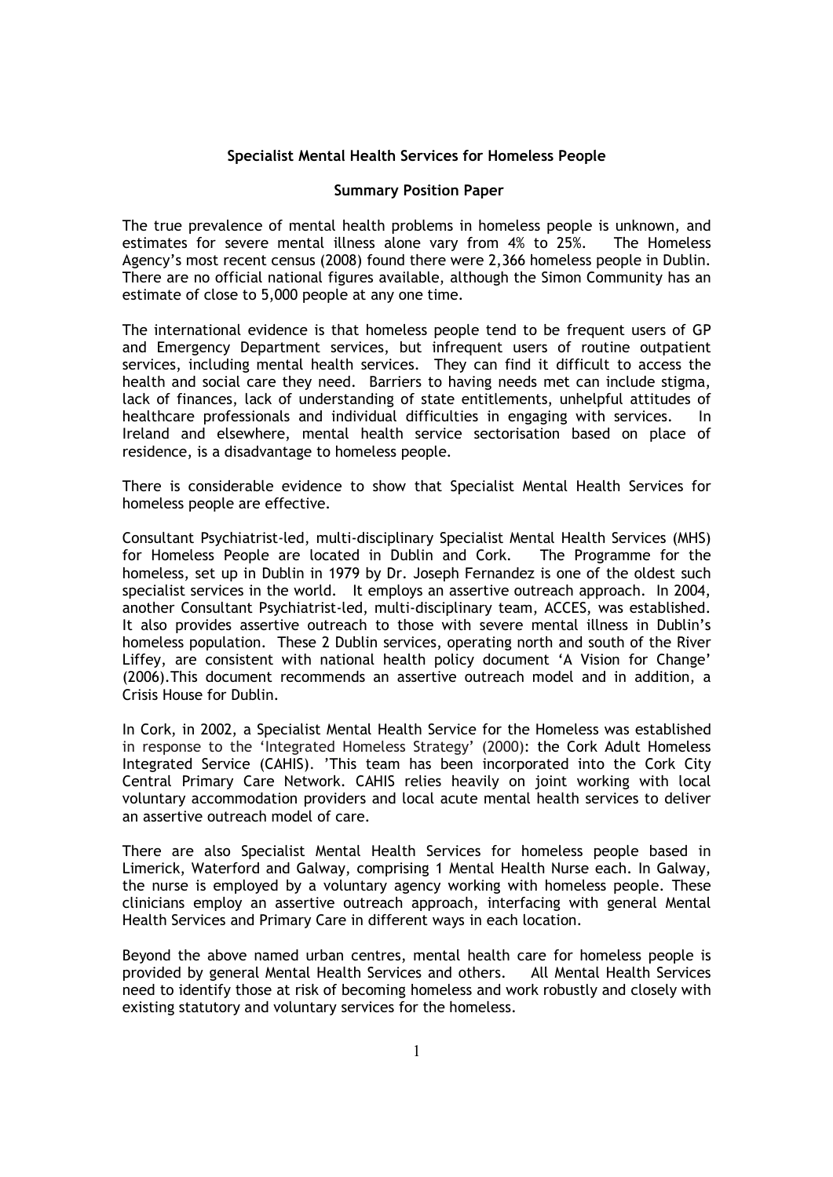**Specialist Mental Health Services for Homeless People**

**Summary Position Paper**

The true prevalence of mental health problems in homeless people is unknown, and estimates for severe mental illness alone vary from 4% to 25%. The Homeless Agency's most recent census (2008) found there were 2,366 homeless people in Dublin. There are no official national figures available, although the Simon Community has an estimate of close to 5,000 people at any one time.

The international evidence is that homeless people tend to be frequent users of GP and Emergency Department services, but infrequent users of routine outpatient services, including mental health services. They can find it difficult to access the health and social care they need. Barriers to having needs met can include stigma, lack of finances, lack of understanding of state entitlements, unhelpful attitudes of healthcare professionals and individual difficulties in engaging with services. In Ireland and elsewhere, mental health service sectorisation based on place of residence, is a disadvantage to homeless people.

There is considerable evidence to show that Specialist Mental Health Services for homeless people are effective.

Consultant Psychiatrist-led, multi-disciplinary Specialist Mental Health Services (MHS) for Homeless People are located in Dublin and Cork. The Programme for the homeless, set up in Dublin in 1979 by Dr. Joseph Fernandez is one of the oldest such specialist services in the world. It employs an assertive outreach approach. In 2004, another Consultant Psychiatrist-led, multi-disciplinary team, ACCES, was established. It also provides assertive outreach to those with severe mental illness in Dublin's homeless population. These 2 Dublin services, operating north and south of the River Liffey, are consistent with national health policy document 'A Vision for Change' (2006).This document recommends an assertive outreach model and in addition, a Crisis House for Dublin.

In Cork, in 2002, a Specialist Mental Health Service for the Homeless was established in response to the 'Integrated Homeless Strategy' (2000): the Cork Adult Homeless Integrated Service (CAHIS). 'This team has been incorporated into the Cork City Central Primary Care Network. CAHIS relies heavily on joint working with local voluntary accommodation providers and local acute mental health services to deliver an assertive outreach model of care.

There are also Specialist Mental Health Services for homeless people based in Limerick, Waterford and Galway, comprising 1 Mental Health Nurse each. In Galway, the nurse is employed by a voluntary agency working with homeless people. These clinicians employ an assertive outreach approach, interfacing with general Mental Health Services and Primary Care in different ways in each location.

Beyond the above named urban centres, mental health care for homeless people is provided by general Mental Health Services and others. All Mental Health Services need to identify those at risk of becoming homeless and work robustly and closely with existing statutory and voluntary services for the homeless.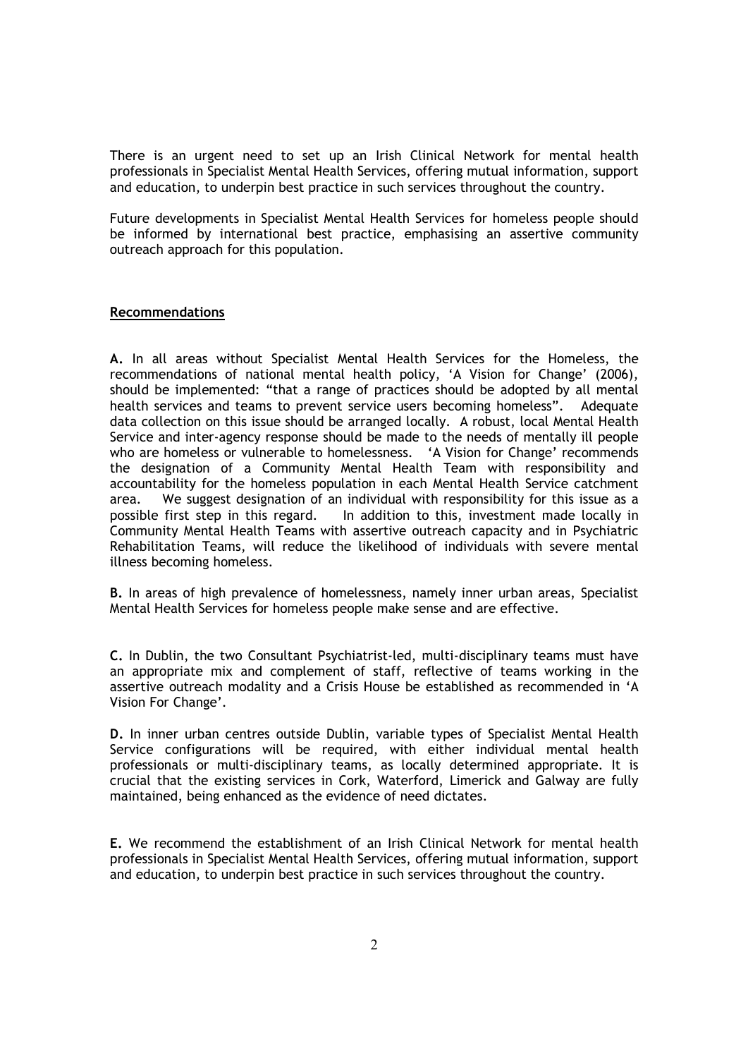There is an urgent need to set up an Irish Clinical Network for mental health professionals in Specialist Mental Health Services, offering mutual information, support and education, to underpin best practice in such services throughout the country.

Future developments in Specialist Mental Health Services for homeless people should be informed by international best practice, emphasising an assertive community outreach approach for this population.

## Recommendations

**A.** In all areas without Specialist Mental Health Services for the Homeless, the recommendations of national mental health policy, 'A Vision for Change' (2006), should be implemented: "that a range of practices should be adopted by all mental health services and teams to prevent service users becoming homeless". Adequate data collection on this issue should be arranged locally. A robust, local Mental Health Service and inter-agency response should be made to the needs of mentally ill people who are homeless or vulnerable to homelessness. 'A Vision for Change' recommends the designation of a Community Mental Health Team with responsibility and accountability for the homeless population in each Mental Health Service catchment area. We suggest designation of an individual with responsibility for this issue as a possible first step in this regard. In addition to this, investment made locally in Community Mental Health Teams with assertive outreach capacity and in Psychiatric Rehabilitation Teams, will reduce the likelihood of individuals with severe mental illness becoming homeless.

**B.** In areas of high prevalence of homelessness, namely inner urban areas, Specialist Mental Health Services for homeless people make sense and are effective.

**C.** In Dublin, the two Consultant Psychiatrist-led, multi-disciplinary teams must have an appropriate mix and complement of staff, reflective of teams working in the assertive outreach modality and a Crisis House be established as recommended in 'A Vision For Change'.

**D.** In inner urban centres outside Dublin, variable types of Specialist Mental Health Service configurations will be required, with either individual mental health professionals or multi-disciplinary teams, as locally determined appropriate. It is crucial that the existing services in Cork, Waterford, Limerick and Galway are fully maintained, being enhanced as the evidence of need dictates.

**E.** We recommend the establishment of an Irish Clinical Network for mental health professionals in Specialist Mental Health Services, offering mutual information, support and education, to underpin best practice in such services throughout the country.